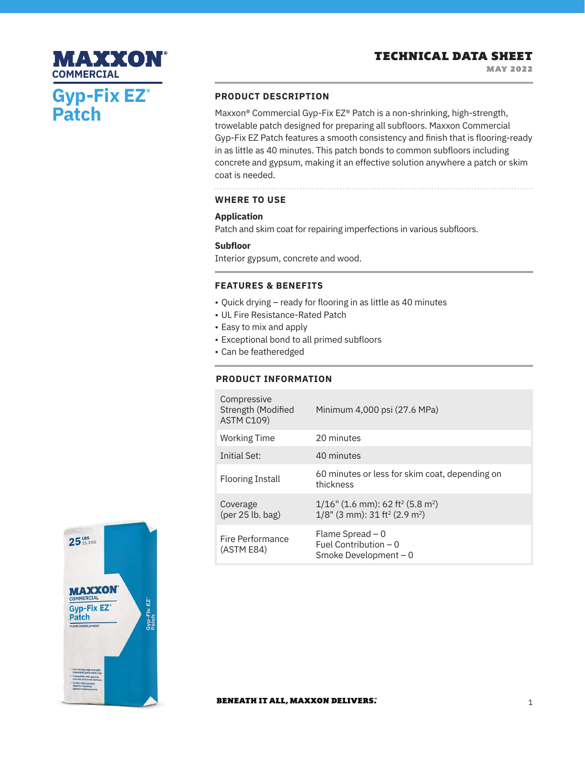# MAXXON® COMMERCIAL

# Gyp-Fix EZ® Patch

**TECHNICAL DATA SHEET**
**MAY 2022**

## PRODUCT DESCRIPTION

Maxxon® Commercial Gyp-Fix EZ® Patch is a non-shrinking, high-strength, trowelable patch designed for preparing all subfloors. Maxxon Commercial Gyp-Fix EZ Patch features a smooth consistency and finish that is flooring-ready in as little as 40 minutes. This patch bonds to common subfloors including concrete and gypsum, making it an effective solution anywhere a patch or skim coat is needed.

## WHERE TO USE

**Application**

Patch and skim coat for repairing imperfections in various subfloors.

**Subfloor**

Interior gypsum, concrete and wood.

## FEATURES & BENEFITS

- Quick drying – ready for flooring in as little as 40 minutes
- UL Fire Resistance-Rated Patch
- Easy to mix and apply
- Exceptional bond to all primed subfloors
- Can be featheredged

## PRODUCT INFORMATION

| | |
|---|---|
| Compressive Strength (Modified ASTM C109) | Minimum 4,000 psi (27.6 MPa) |
| Working Time | 20 minutes |
| Initial Set: | 40 minutes |
| Flooring Install | 60 minutes or less for skim coat, depending on thickness |
| Coverage (per 25 lb. bag) | 1/16" (1.6 mm): 62 ft² (5.8 m²)<br>1/8" (3 mm): 31 ft² (2.9 m²) |
| Fire Performance (ASTM E84) | Flame Spread – 0<br>Fuel Contribution – 0<br>Smoke Development – 0 |

**BENEATH IT ALL, MAXXON DELIVERS.™**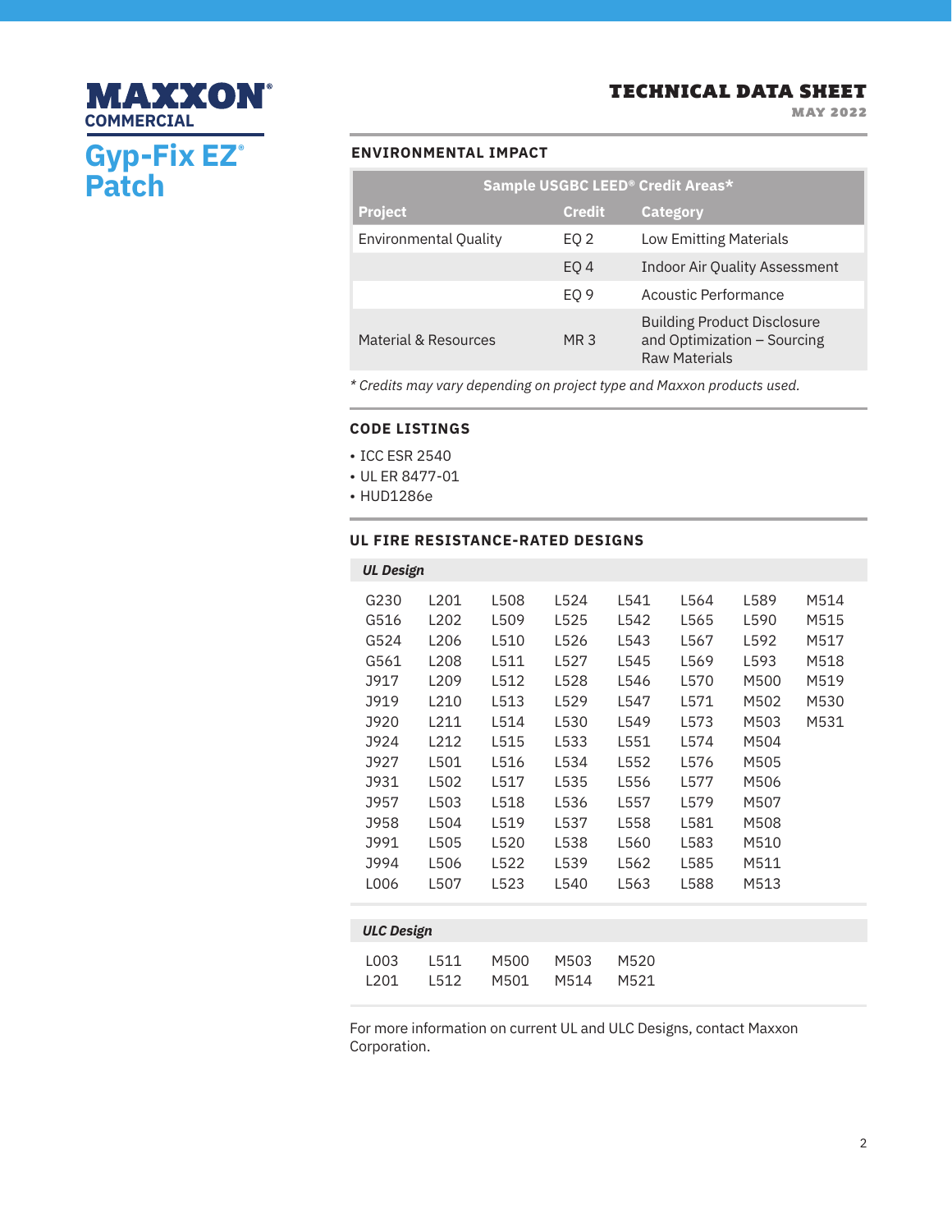# MAXXON® COMMERCIAL

## Gyp-Fix EZ® Patch

**TECHNICAL DATA SHEET**
MAY 2022

### ENVIRONMENTAL IMPACT

| Sample USGBC LEED® Credit Areas* | | |
|---|---|---|
| **Project** | **Credit** | **Category** |
| Environmental Quality | EQ 2 | Low Emitting Materials |
| | EQ 4 | Indoor Air Quality Assessment |
| | EQ 9 | Acoustic Performance |
| Material & Resources | MR 3 | Building Product Disclosure and Optimization – Sourcing Raw Materials |

*\* Credits may vary depending on project type and Maxxon products used.*

### CODE LISTINGS

- ICC ESR 2540
- UL ER 8477-01
- HUD1286e

### UL FIRE RESISTANCE-RATED DESIGNS

***UL Design***

| | | | | | | | |
|---|---|---|---|---|---|---|---|
| G230 | L201 | L508 | L524 | L541 | L564 | L589 | M514 |
| G516 | L202 | L509 | L525 | L542 | L565 | L590 | M515 |
| G524 | L206 | L510 | L526 | L543 | L567 | L592 | M517 |
| G561 | L208 | L511 | L527 | L545 | L569 | L593 | M518 |
| J917 | L209 | L512 | L528 | L546 | L570 | M500 | M519 |
| J919 | L210 | L513 | L529 | L547 | L571 | M502 | M530 |
| J920 | L211 | L514 | L530 | L549 | L573 | M503 | M531 |
| J924 | L212 | L515 | L533 | L551 | L574 | M504 | |
| J927 | L501 | L516 | L534 | L552 | L576 | M505 | |
| J931 | L502 | L517 | L535 | L556 | L577 | M506 | |
| J957 | L503 | L518 | L536 | L557 | L579 | M507 | |
| J958 | L504 | L519 | L537 | L558 | L581 | M508 | |
| J991 | L505 | L520 | L538 | L560 | L583 | M510 | |
| J994 | L506 | L522 | L539 | L562 | L585 | M511 | |
| L006 | L507 | L523 | L540 | L563 | L588 | M513 | |

***ULC Design***

| | | | | |
|---|---|---|---|---|
| L003 | L511 | M500 | M503 | M520 |
| L201 | L512 | M501 | M514 | M521 |

For more information on current UL and ULC Designs, contact Maxxon Corporation.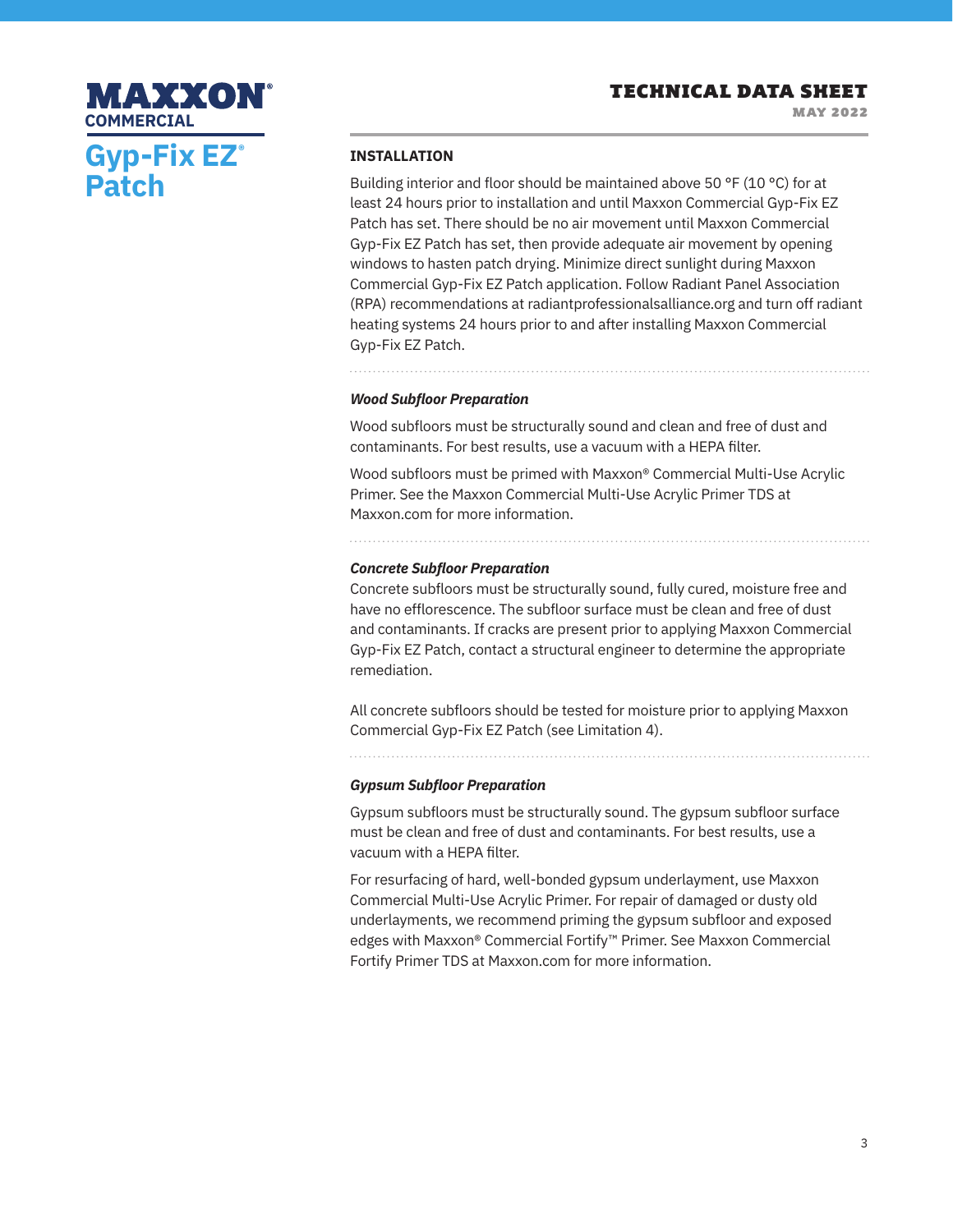## INSTALLATION

Building interior and floor should be maintained above 50 °F (10 °C) for at least 24 hours prior to installation and until Maxxon Commercial Gyp-Fix EZ Patch has set. There should be no air movement until Maxxon Commercial Gyp-Fix EZ Patch has set, then provide adequate air movement by opening windows to hasten patch drying. Minimize direct sunlight during Maxxon Commercial Gyp-Fix EZ Patch application. Follow Radiant Panel Association (RPA) recommendations at radiantprofessionalsalliance.org and turn off radiant heating systems 24 hours prior to and after installing Maxxon Commercial Gyp-Fix EZ Patch.

### *Wood Subfloor Preparation*

Wood subfloors must be structurally sound and clean and free of dust and contaminants. For best results, use a vacuum with a HEPA filter.

Wood subfloors must be primed with Maxxon® Commercial Multi-Use Acrylic Primer. See the Maxxon Commercial Multi-Use Acrylic Primer TDS at Maxxon.com for more information.

### *Concrete Subfloor Preparation*

Concrete subfloors must be structurally sound, fully cured, moisture free and have no efflorescence. The subfloor surface must be clean and free of dust and contaminants. If cracks are present prior to applying Maxxon Commercial Gyp-Fix EZ Patch, contact a structural engineer to determine the appropriate remediation.

All concrete subfloors should be tested for moisture prior to applying Maxxon Commercial Gyp-Fix EZ Patch (see Limitation 4).

### *Gypsum Subfloor Preparation*

Gypsum subfloors must be structurally sound. The gypsum subfloor surface must be clean and free of dust and contaminants. For best results, use a vacuum with a HEPA filter.

For resurfacing of hard, well-bonded gypsum underlayment, use Maxxon Commercial Multi-Use Acrylic Primer. For repair of damaged or dusty old underlayments, we recommend priming the gypsum subfloor and exposed edges with Maxxon® Commercial Fortify™ Primer. See Maxxon Commercial Fortify Primer TDS at Maxxon.com for more information.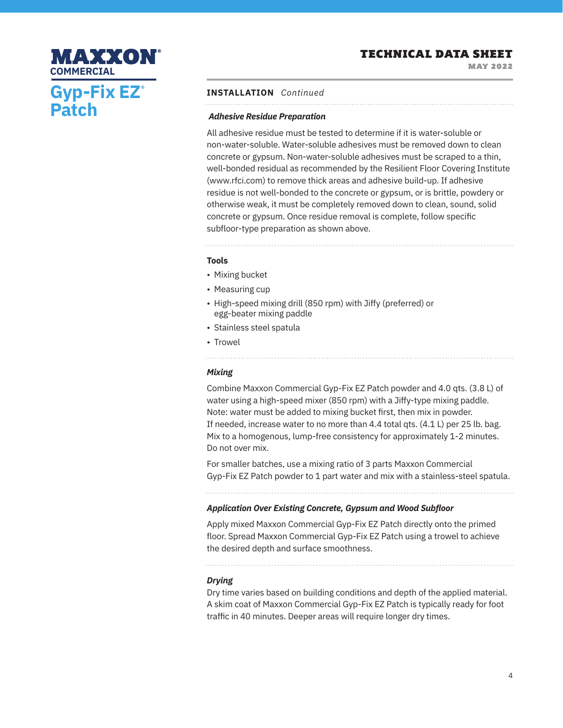## INSTALLATION *Continued*

### *Adhesive Residue Preparation*

All adhesive residue must be tested to determine if it is water-soluble or non-water-soluble. Water-soluble adhesives must be removed down to clean concrete or gypsum. Non-water-soluble adhesives must be scraped to a thin, well-bonded residual as recommended by the Resilient Floor Covering Institute (www.rfci.com) to remove thick areas and adhesive build-up. If adhesive residue is not well-bonded to the concrete or gypsum, or is brittle, powdery or otherwise weak, it must be completely removed down to clean, sound, solid concrete or gypsum. Once residue removal is complete, follow specific subfloor-type preparation as shown above.

### Tools

- Mixing bucket
- Measuring cup
- High-speed mixing drill (850 rpm) with Jiffy (preferred) or egg-beater mixing paddle
- Stainless steel spatula
- Trowel

### *Mixing*

Combine Maxxon Commercial Gyp-Fix EZ Patch powder and 4.0 qts. (3.8 L) of water using a high-speed mixer (850 rpm) with a Jiffy-type mixing paddle. Note: water must be added to mixing bucket first, then mix in powder. If needed, increase water to no more than 4.4 total qts. (4.1 L) per 25 lb. bag. Mix to a homogenous, lump-free consistency for approximately 1-2 minutes. Do not over mix.

For smaller batches, use a mixing ratio of 3 parts Maxxon Commercial Gyp-Fix EZ Patch powder to 1 part water and mix with a stainless-steel spatula.

### *Application Over Existing Concrete, Gypsum and Wood Subfloor*

Apply mixed Maxxon Commercial Gyp-Fix EZ Patch directly onto the primed floor. Spread Maxxon Commercial Gyp-Fix EZ Patch using a trowel to achieve the desired depth and surface smoothness.

### *Drying*

Dry time varies based on building conditions and depth of the applied material. A skim coat of Maxxon Commercial Gyp-Fix EZ Patch is typically ready for foot traffic in 40 minutes. Deeper areas will require longer dry times.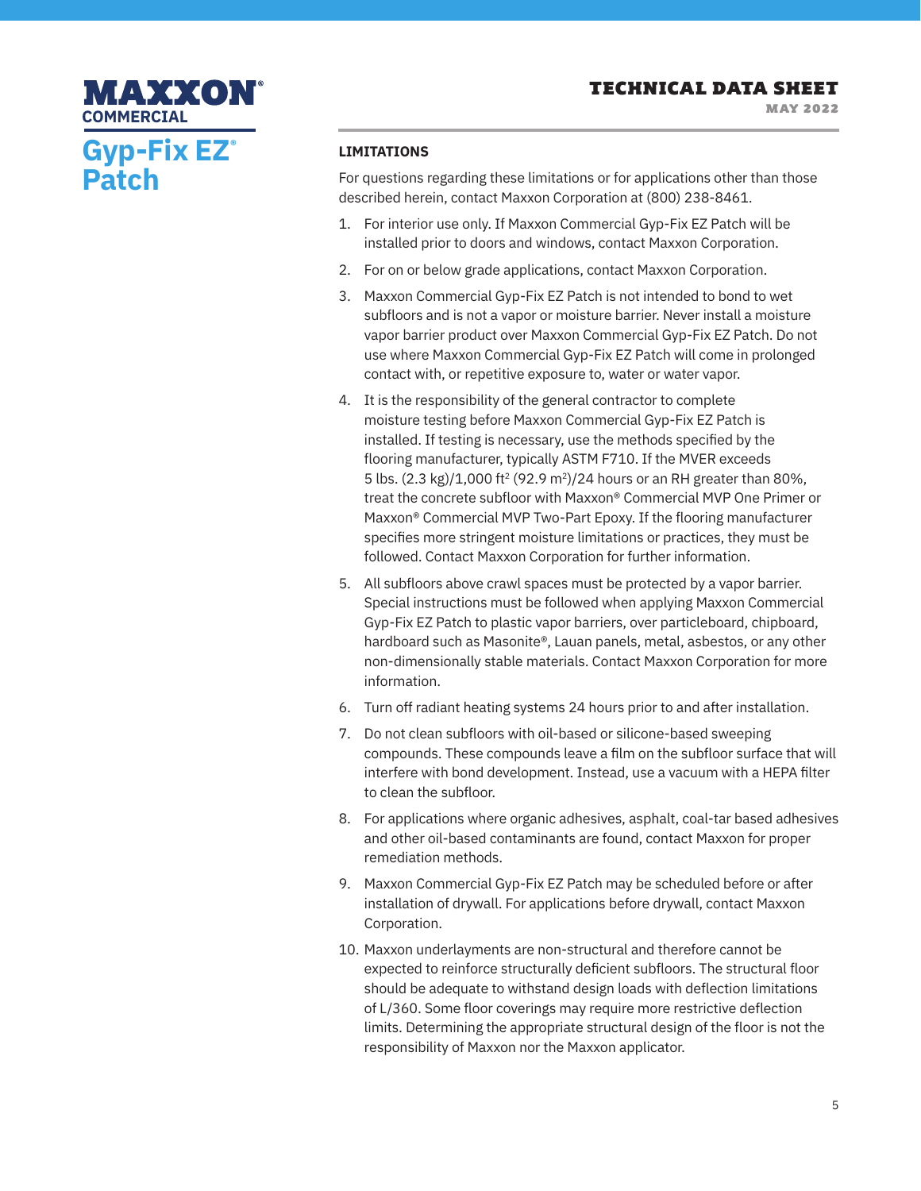# MAXXON® COMMERCIAL

## Gyp-Fix EZ® Patch

### LIMITATIONS

For questions regarding these limitations or for applications other than those described herein, contact Maxxon Corporation at (800) 238-8461.

1. For interior use only. If Maxxon Commercial Gyp-Fix EZ Patch will be installed prior to doors and windows, contact Maxxon Corporation.
2. For on or below grade applications, contact Maxxon Corporation.
3. Maxxon Commercial Gyp-Fix EZ Patch is not intended to bond to wet subfloors and is not a vapor or moisture barrier. Never install a moisture vapor barrier product over Maxxon Commercial Gyp-Fix EZ Patch. Do not use where Maxxon Commercial Gyp-Fix EZ Patch will come in prolonged contact with, or repetitive exposure to, water or water vapor.
4. It is the responsibility of the general contractor to complete moisture testing before Maxxon Commercial Gyp-Fix EZ Patch is installed. If testing is necessary, use the methods specified by the flooring manufacturer, typically ASTM F710. If the MVER exceeds 5 lbs. (2.3 kg)/1,000 $ft^2$ (92.9 $m^2$)/24 hours or an RH greater than 80%, treat the concrete subfloor with Maxxon® Commercial MVP One Primer or Maxxon® Commercial MVP Two-Part Epoxy. If the flooring manufacturer specifies more stringent moisture limitations or practices, they must be followed. Contact Maxxon Corporation for further information.
5. All subfloors above crawl spaces must be protected by a vapor barrier. Special instructions must be followed when applying Maxxon Commercial Gyp-Fix EZ Patch to plastic vapor barriers, over particleboard, chipboard, hardboard such as Masonite®, Lauan panels, metal, asbestos, or any other non-dimensionally stable materials. Contact Maxxon Corporation for more information.
6. Turn off radiant heating systems 24 hours prior to and after installation.
7. Do not clean subfloors with oil-based or silicone-based sweeping compounds. These compounds leave a film on the subfloor surface that will interfere with bond development. Instead, use a vacuum with a HEPA filter to clean the subfloor.
8. For applications where organic adhesives, asphalt, coal-tar based adhesives and other oil-based contaminants are found, contact Maxxon for proper remediation methods.
9. Maxxon Commercial Gyp-Fix EZ Patch may be scheduled before or after installation of drywall. For applications before drywall, contact Maxxon Corporation.
10. Maxxon underlayments are non-structural and therefore cannot be expected to reinforce structurally deficient subfloors. The structural floor should be adequate to withstand design loads with deflection limitations of L/360. Some floor coverings may require more restrictive deflection limits. Determining the appropriate structural design of the floor is not the responsibility of Maxxon nor the Maxxon applicator.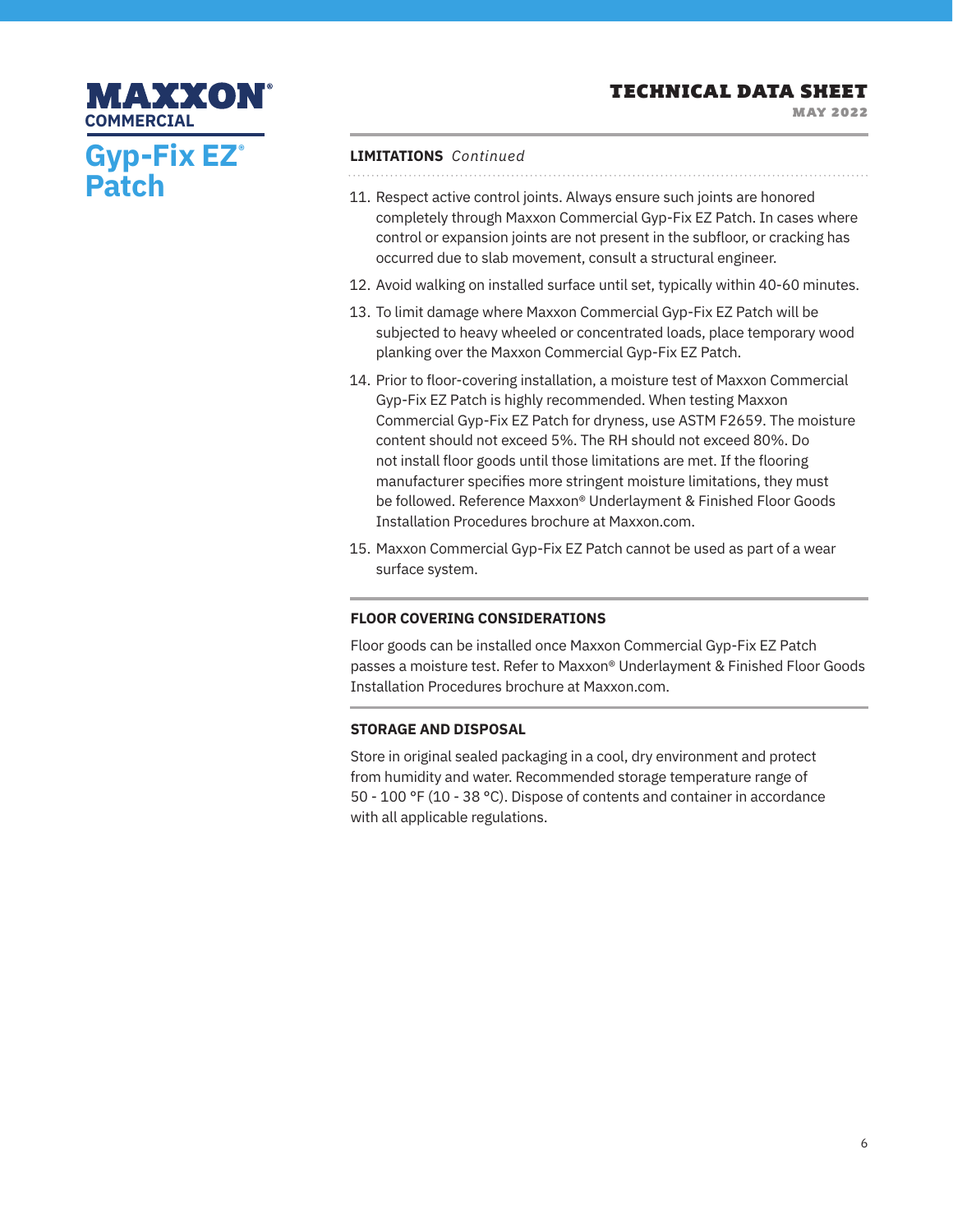**LIMITATIONS** *Continued*

11. Respect active control joints. Always ensure such joints are honored completely through Maxxon Commercial Gyp-Fix EZ Patch. In cases where control or expansion joints are not present in the subfloor, or cracking has occurred due to slab movement, consult a structural engineer.
12. Avoid walking on installed surface until set, typically within 40-60 minutes.
13. To limit damage where Maxxon Commercial Gyp-Fix EZ Patch will be subjected to heavy wheeled or concentrated loads, place temporary wood planking over the Maxxon Commercial Gyp-Fix EZ Patch.
14. Prior to floor-covering installation, a moisture test of Maxxon Commercial Gyp-Fix EZ Patch is highly recommended. When testing Maxxon Commercial Gyp-Fix EZ Patch for dryness, use ASTM F2659. The moisture content should not exceed 5%. The RH should not exceed 80%. Do not install floor goods until those limitations are met. If the flooring manufacturer specifies more stringent moisture limitations, they must be followed. Reference Maxxon® Underlayment & Finished Floor Goods Installation Procedures brochure at Maxxon.com.
15. Maxxon Commercial Gyp-Fix EZ Patch cannot be used as part of a wear surface system.

## FLOOR COVERING CONSIDERATIONS

Floor goods can be installed once Maxxon Commercial Gyp-Fix EZ Patch passes a moisture test. Refer to Maxxon® Underlayment & Finished Floor Goods Installation Procedures brochure at Maxxon.com.

## STORAGE AND DISPOSAL

Store in original sealed packaging in a cool, dry environment and protect from humidity and water. Recommended storage temperature range of 50 - 100 °F (10 - 38 °C). Dispose of contents and container in accordance with all applicable regulations.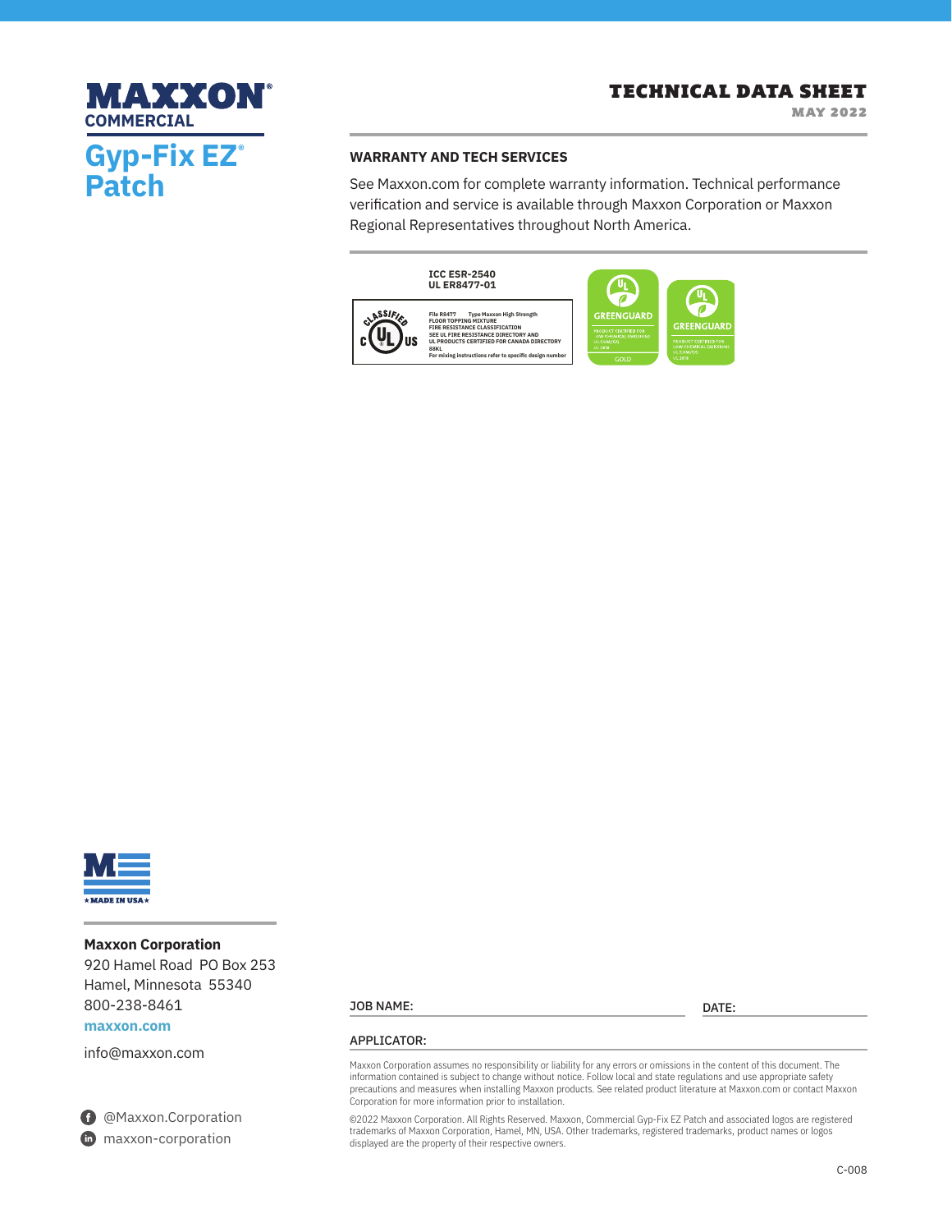# MAXXON® COMMERCIAL

## Gyp-Fix EZ® Patch

**TECHNICAL DATA SHEET**
MAY 2022

### WARRANTY AND TECH SERVICES

See Maxxon.com for complete warranty information. Technical performance verification and service is available through Maxxon Corporation or Maxxon Regional Representatives throughout North America.

ICC ESR-2540
UL ER8477-01

CLASSIFIED c UL US

File R8477 Type Maxxon High Strength
FLOOR TOPPING MIXTURE
FIRE RESISTANCE CLASSIFICATION
SEE UL FIRE RESISTANCE DIRECTORY AND
UL PRODUCTS CERTIFIED FOR CANADA DIRECTORY
88KL
For mixing instructions refer to specific design number

GREENGUARD
PRODUCT CERTIFIED FOR LOW CHEMICAL EMISSIONS
UL.COM/GG
UL 2818
GOLD

GREENGUARD
PRODUCT CERTIFIED FOR LOW CHEMICAL EMISSIONS
UL.COM/GG
UL 2818

★MADE IN USA★

**Maxxon Corporation**
920 Hamel Road PO Box 253
Hamel, Minnesota 55340
800-238-8461
**maxxon.com**

info@maxxon.com

@Maxxon.Corporation
maxxon-corporation

JOB NAME: DATE:

APPLICATOR:

Maxxon Corporation assumes no responsibility or liability for any errors or omissions in the content of this document. The information contained is subject to change without notice. Follow local and state regulations and use appropriate safety precautions and measures when installing Maxxon products. See related product literature at Maxxon.com or contact Maxxon Corporation for more information prior to installation.

©2022 Maxxon Corporation. All Rights Reserved. Maxxon, Commercial Gyp-Fix EZ Patch and associated logos are registered trademarks of Maxxon Corporation, Hamel, MN, USA. Other trademarks, registered trademarks, product names or logos displayed are the property of their respective owners.

C-008